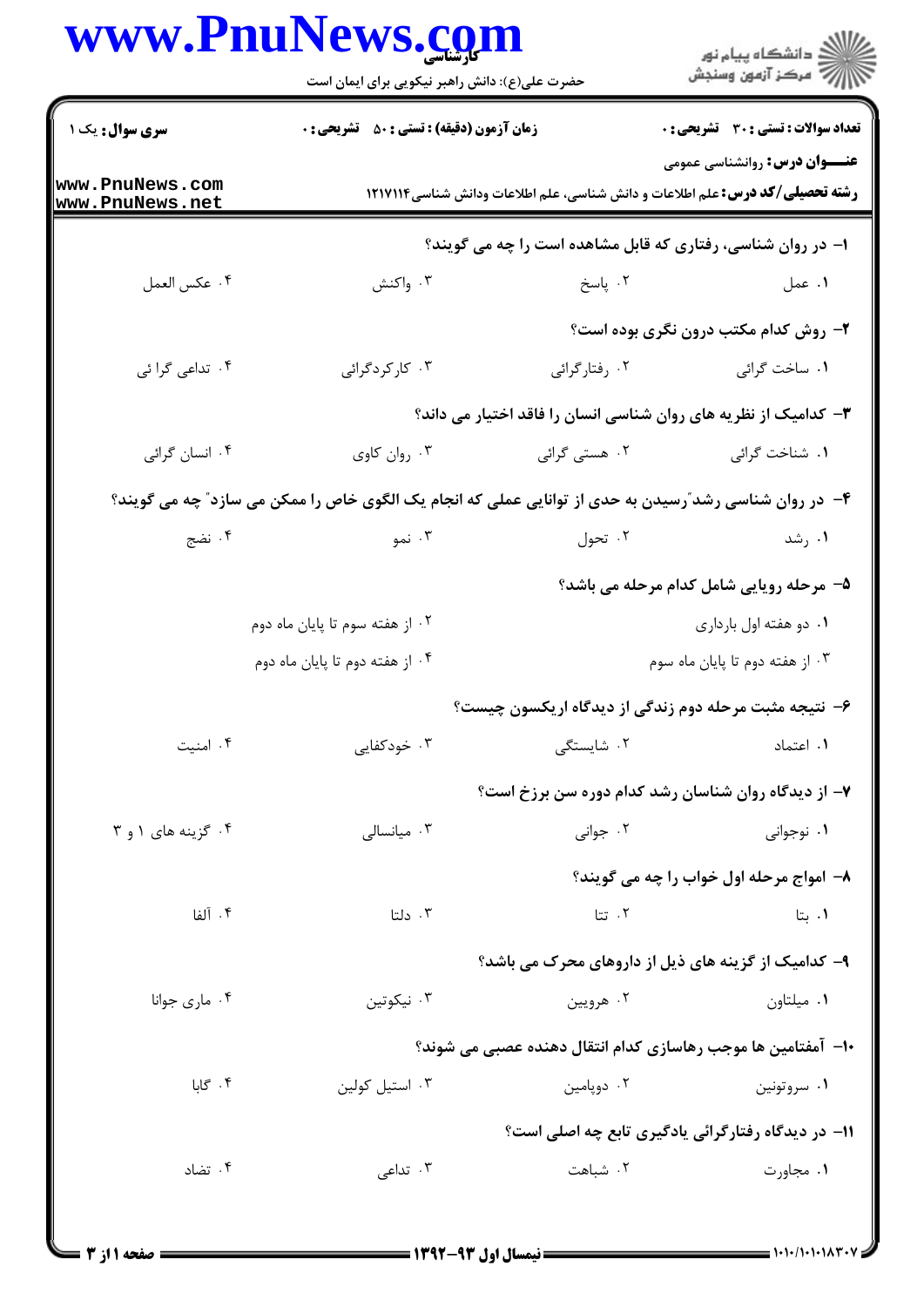کارشناسی

حضرت علی(ع): دانش راهبر نیکویی برای ایمان است

**سری سوال:** یک ۱ | **زمان آزمون (دقیقه) : تستی : ۵۰ تشریحی : ۰** | **تعداد سوالات : تستی : ۳۰ تشریحی : ۰**

**عنـــوان درس:** روانشناسی عمومی

**رشته تحصیلی/کد درس:** علم اطلاعات و دانش شناسی، علم اطلاعات ودانش شناسی ۱۲۱۷۱۱۴

۱- در روان شناسی، رفتاری که قابل مشاهده است را چه می گویند؟

۱. عمل ۲. پاسخ ۳. واکنش ۴. عکس العمل

۲- روش کدام مکتب درون نگری بوده است؟

۱. ساخت گرائی ۲. رفتارگرائی ۳. کارکردگرائی ۴. تداعی گرا ئی

۳- کدامیک از نظریه های روان شناسی انسان را فاقد اختیار می داند؟

۱. شناخت گرائی ۲. هستی گرائی ۳. روان کاوی ۴. انسان گرائی

۴- در روان شناسی رشد"رسیدن به حدی از توانایی عملی که انجام یک الگوی خاص را ممکن می سازد" چه می گویند؟

۱. رشد ۲. تحول ۳. نمو ۴. نضج

۵- مرحله رویایی شامل کدام مرحله می باشد؟

۱. دو هفته اول بارداری
۲. از هفته سوم تا پایان ماه دوم
۳. از هفته دوم تا پایان ماه سوم
۴. از هفته دوم تا پایان ماه دوم

۶- نتیجه مثبت مرحله دوم زندگی از دیدگاه اریکسون چیست؟

۱. اعتماد ۲. شایستگی ۳. خودکفایی ۴. امنیت

۷- از دیدگاه روان شناسان رشد کدام دوره سن برزخ است؟

۱. نوجوانی ۲. جوانی ۳. میانسالی ۴. گزینه های ۱ و ۳

۸- امواج مرحله اول خواب را چه می گویند؟

۱. بتا ۲. تتا ۳. دلتا ۴. آلفا

۹- کدامیک از گزینه های ذیل از داروهای محرک می باشد؟

۱. میلتاون ۲. هرویین ۳. نیکوتین ۴. ماری جوانا

۱۰- آمفتامین ها موجب رهاسازی کدام انتقال دهنده عصبی می شوند؟

۱. سروتونین ۲. دوپامین ۳. استیل کولین ۴. گابا

۱۱- در دیدگاه رفتارگرائی یادگیری تابع چه اصلی است؟

۱. مجاورت ۲. شباهت ۳. تداعی ۴. تضاد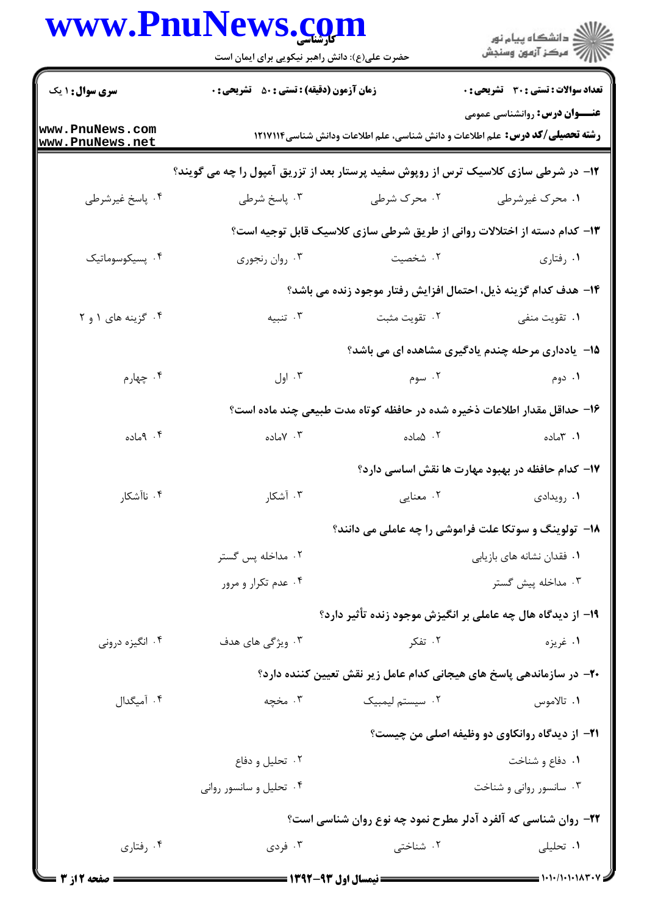۱۲- در شرطی سازی کلاسیک ترس از روپوش سفید پرستار بعد از تزریق آمپول را چه می گویند؟

۱. محرک غیرشرطی
۲. محرک شرطی
۳. پاسخ شرطی
۴. پاسخ غیرشرطی

۱۳- کدام دسته از اختلالات روانی از طریق شرطی سازی کلاسیک قابل توجیه است؟

۱. رفتاری
۲. شخصیت
۳. روان رنجوری
۴. پسیکوسوماتیک

۱۴- هدف کدام گزینه ذیل، احتمال افزایش رفتار موجود زنده می باشد؟

۱. تقویت منفی
۲. تقویت مثبت
۳. تنبیه
۴. گزینه های ۱ و ۲

۱۵- یادداری مرحله چندم یادگیری مشاهده ای می باشد؟

۱. دوم
۲. سوم
۳. اول
۴. چهارم

۱۶- حداقل مقدار اطلاعات ذخیره شده در حافظه کوتاه مدت طبیعی چند ماده است؟

۱. ۳ماده
۲. ۵ماده
۳. ۷ماده
۴. ۹ماده

۱۷- کدام حافظه در بهبود مهارت ها نقش اساسی دارد؟

۱. رویدادی
۲. معنایی
۳. آشکار
۴. ناآشکار

۱۸- تولوینگ و سوتکا علت فراموشی را چه عاملی می دانند؟

۱. فقدان نشانه های بازیابی
۲. مداخله پس گستر
۳. مداخله پیش گستر
۴. عدم تکرار و مرور

۱۹- از دیدگاه هال چه عاملی بر انگیزش موجود زنده تأثیر دارد؟

۱. غریزه
۲. تفکر
۳. ویژگی های هدف
۴. انگیزه درونی

۲۰- در سازماندهی پاسخ های هیجانی کدام عامل زیر نقش تعیین کننده دارد؟

۱. تالاموس
۲. سیستم لیمبیک
۳. مخچه
۴. آمیگدال

۲۱- از دیدگاه روانکاوی دو وظیفه اصلی من چیست؟

۱. دفاع و شناخت
۲. تحلیل و دفاع
۳. سانسور روانی و شناخت
۴. تحلیل و سانسور روانی

۲۲- روان شناسی که آلفرد آدلر مطرح نمود چه نوع روان شناسی است؟

۱. تحلیلی
۲. شناختی
۳. فردی
۴. رفتاری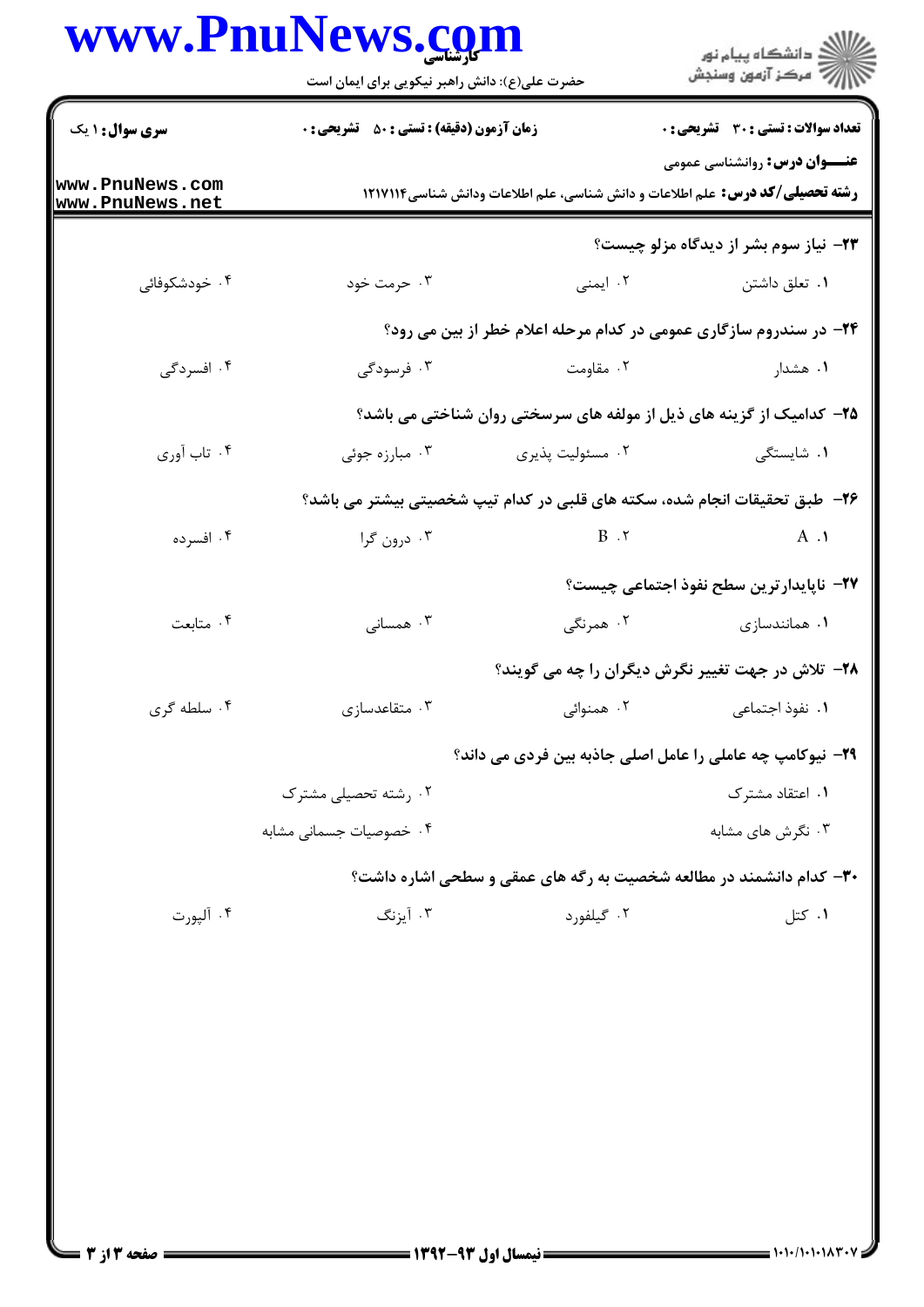۲۳- نیاز سوم بشر از دیدگاه مزلو چیست؟

۱. تعلق داشتن

۲. ایمنی

۳. حرمت خود

۴. خودشکوفائی

۲۴- در سندروم سازگاری عمومی در کدام مرحله اعلام خطر از بین می رود؟

۱. هشدار

۲. مقاومت

۳. فرسودگی

۴. افسردگی

۲۵- کدامیک از گزینه های ذیل از مولفه های سرسختی روان شناختی می باشد؟

۱. شایستگی

۲. مسئولیت پذیری

۳. مبارزه جوئی

۴. تاب آوری

۲۶- طبق تحقیقات انجام شده، سکته های قلبی در کدام تیپ شخصیتی بیشتر می باشد؟

۱. A

۲. B

۳. درون گرا

۴. افسرده

۲۷- ناپایدارترین سطح نفوذ اجتماعی چیست؟

۱. همانندسازی

۲. همرنگی

۳. همسانی

۴. متابعت

۲۸- تلاش در جهت تغییر نگرش دیگران را چه می گویند؟

۱. نفوذ اجتماعی

۲. همنوائی

۳. متقاعدسازی

۴. سلطه گری

۲۹- نیوکامپ چه عاملی را عامل اصلی جاذبه بین فردی می داند؟

۱. اعتقاد مشترک

۲. رشته تحصیلی مشترک

۳. نگرش های مشابه

۴. خصوصیات جسمانی مشابه

۳۰- کدام دانشمند در مطالعه شخصیت به رگه های عمقی و سطحی اشاره داشت؟

۱. کتل

۲. گیلفورد

۳. آیزنگ

۴. آلپورت